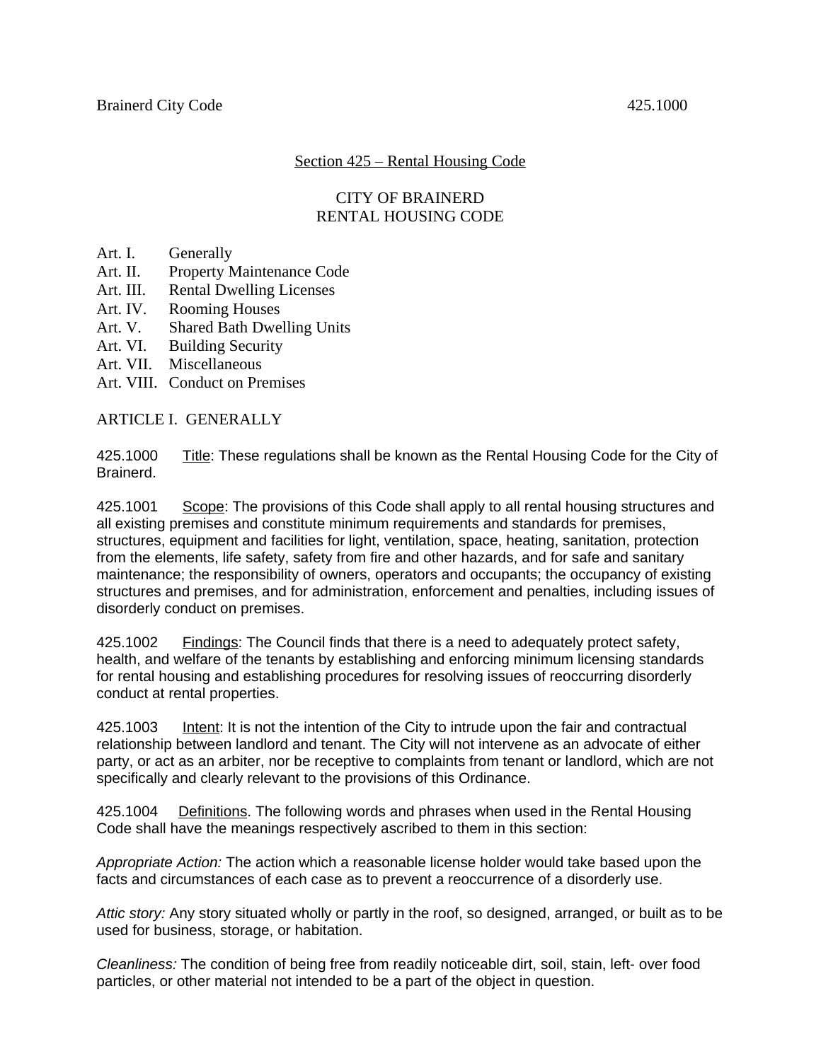## Section 425 – Rental Housing Code

# CITY OF BRAINERD
# RENTAL HOUSING CODE

- Art. I. Generally
- Art. II. Property Maintenance Code
- Art. III. Rental Dwelling Licenses
- Art. IV. Rooming Houses
- Art. V. Shared Bath Dwelling Units
- Art. VI. Building Security
- Art. VII. Miscellaneous
- Art. VIII. Conduct on Premises

## ARTICLE I. GENERALLY

425.1000 Title: These regulations shall be known as the Rental Housing Code for the City of Brainerd.

425.1001 Scope: The provisions of this Code shall apply to all rental housing structures and all existing premises and constitute minimum requirements and standards for premises, structures, equipment and facilities for light, ventilation, space, heating, sanitation, protection from the elements, life safety, safety from fire and other hazards, and for safe and sanitary maintenance; the responsibility of owners, operators and occupants; the occupancy of existing structures and premises, and for administration, enforcement and penalties, including issues of disorderly conduct on premises.

425.1002 Findings: The Council finds that there is a need to adequately protect safety, health, and welfare of the tenants by establishing and enforcing minimum licensing standards for rental housing and establishing procedures for resolving issues of reoccurring disorderly conduct at rental properties.

425.1003 Intent: It is not the intention of the City to intrude upon the fair and contractual relationship between landlord and tenant. The City will not intervene as an advocate of either party, or act as an arbiter, nor be receptive to complaints from tenant or landlord, which are not specifically and clearly relevant to the provisions of this Ordinance.

425.1004 Definitions. The following words and phrases when used in the Rental Housing Code shall have the meanings respectively ascribed to them in this section:

*Appropriate Action:* The action which a reasonable license holder would take based upon the facts and circumstances of each case as to prevent a reoccurrence of a disorderly use.

*Attic story:* Any story situated wholly or partly in the roof, so designed, arranged, or built as to be used for business, storage, or habitation.

*Cleanliness:* The condition of being free from readily noticeable dirt, soil, stain, left- over food particles, or other material not intended to be a part of the object in question.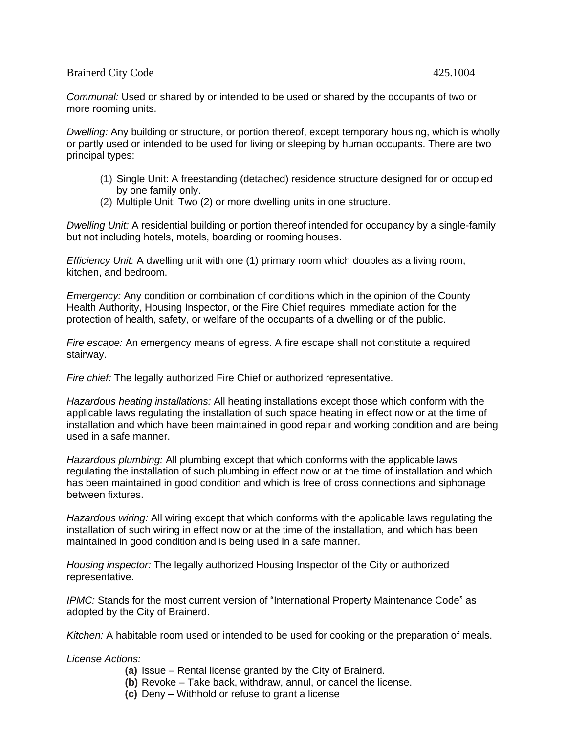*Communal:* Used or shared by or intended to be used or shared by the occupants of two or more rooming units.

*Dwelling:* Any building or structure, or portion thereof, except temporary housing, which is wholly or partly used or intended to be used for living or sleeping by human occupants. There are two principal types:

(1) Single Unit: A freestanding (detached) residence structure designed for or occupied by one family only.
(2) Multiple Unit: Two (2) or more dwelling units in one structure.

*Dwelling Unit:* A residential building or portion thereof intended for occupancy by a single-family but not including hotels, motels, boarding or rooming houses.

*Efficiency Unit:* A dwelling unit with one (1) primary room which doubles as a living room, kitchen, and bedroom.

*Emergency:* Any condition or combination of conditions which in the opinion of the County Health Authority, Housing Inspector, or the Fire Chief requires immediate action for the protection of health, safety, or welfare of the occupants of a dwelling or of the public.

*Fire escape:* An emergency means of egress. A fire escape shall not constitute a required stairway.

*Fire chief:* The legally authorized Fire Chief or authorized representative.

*Hazardous heating installations:* All heating installations except those which conform with the applicable laws regulating the installation of such space heating in effect now or at the time of installation and which have been maintained in good repair and working condition and are being used in a safe manner.

*Hazardous plumbing:* All plumbing except that which conforms with the applicable laws regulating the installation of such plumbing in effect now or at the time of installation and which has been maintained in good condition and which is free of cross connections and siphonage between fixtures.

*Hazardous wiring:* All wiring except that which conforms with the applicable laws regulating the installation of such wiring in effect now or at the time of the installation, and which has been maintained in good condition and is being used in a safe manner.

*Housing inspector:* The legally authorized Housing Inspector of the City or authorized representative.

*IPMC:* Stands for the most current version of "International Property Maintenance Code" as adopted by the City of Brainerd.

*Kitchen:* A habitable room used or intended to be used for cooking or the preparation of meals.

*License Actions:*

**(a)** Issue – Rental license granted by the City of Brainerd.
**(b)** Revoke – Take back, withdraw, annul, or cancel the license.
**(c)** Deny – Withhold or refuse to grant a license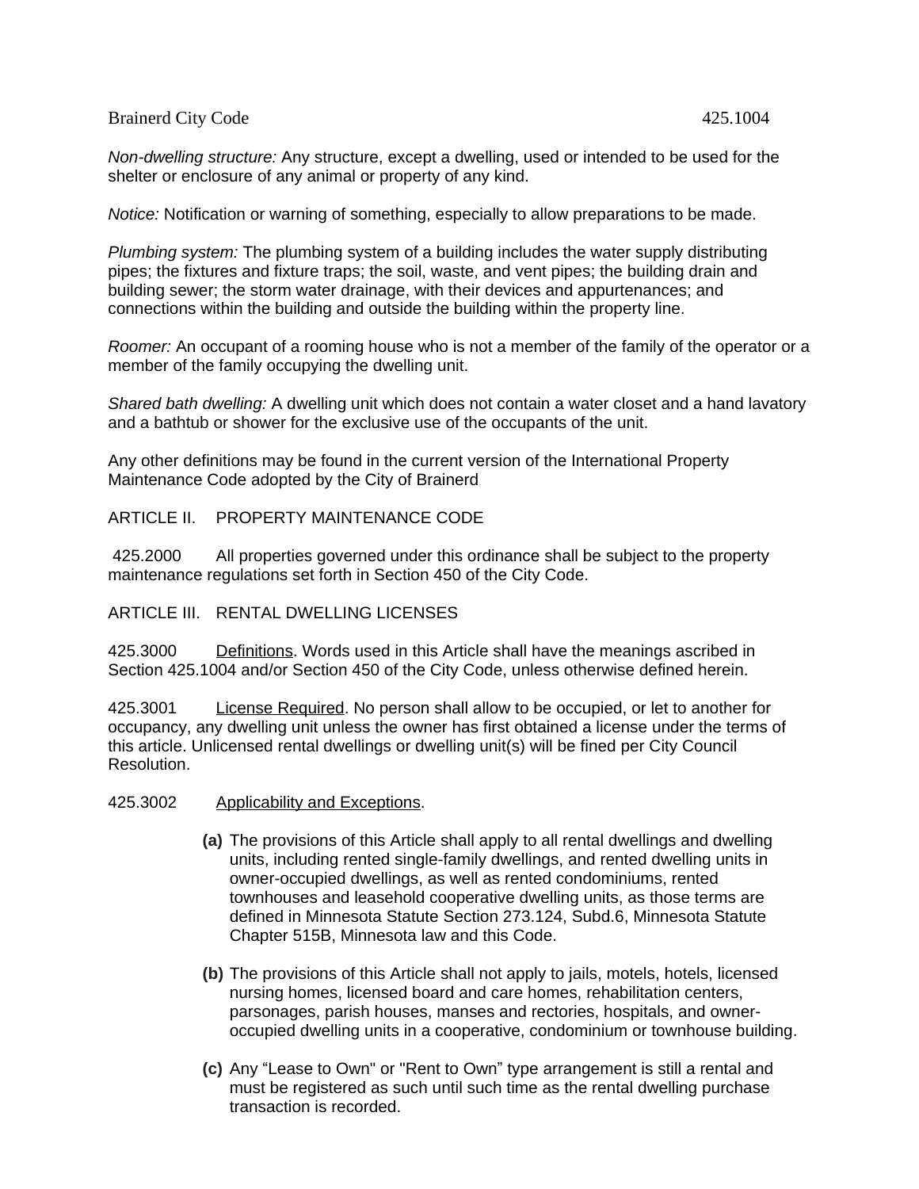*Non-dwelling structure:* Any structure, except a dwelling, used or intended to be used for the shelter or enclosure of any animal or property of any kind.

*Notice:* Notification or warning of something, especially to allow preparations to be made.

*Plumbing system:* The plumbing system of a building includes the water supply distributing pipes; the fixtures and fixture traps; the soil, waste, and vent pipes; the building drain and building sewer; the storm water drainage, with their devices and appurtenances; and connections within the building and outside the building within the property line.

*Roomer:* An occupant of a rooming house who is not a member of the family of the operator or a member of the family occupying the dwelling unit.

*Shared bath dwelling:* A dwelling unit which does not contain a water closet and a hand lavatory and a bathtub or shower for the exclusive use of the occupants of the unit.

Any other definitions may be found in the current version of the International Property Maintenance Code adopted by the City of Brainerd

## ARTICLE II. PROPERTY MAINTENANCE CODE

425.2000 All properties governed under this ordinance shall be subject to the property maintenance regulations set forth in Section 450 of the City Code.

## ARTICLE III. RENTAL DWELLING LICENSES

425.3000 Definitions. Words used in this Article shall have the meanings ascribed in Section 425.1004 and/or Section 450 of the City Code, unless otherwise defined herein.

425.3001 License Required. No person shall allow to be occupied, or let to another for occupancy, any dwelling unit unless the owner has first obtained a license under the terms of this article. Unlicensed rental dwellings or dwelling unit(s) will be fined per City Council Resolution.

425.3002 Applicability and Exceptions.

**(a)** The provisions of this Article shall apply to all rental dwellings and dwelling units, including rented single-family dwellings, and rented dwelling units in owner-occupied dwellings, as well as rented condominiums, rented townhouses and leasehold cooperative dwelling units, as those terms are defined in Minnesota Statute Section 273.124, Subd.6, Minnesota Statute Chapter 515B, Minnesota law and this Code.

**(b)** The provisions of this Article shall not apply to jails, motels, hotels, licensed nursing homes, licensed board and care homes, rehabilitation centers, parsonages, parish houses, manses and rectories, hospitals, and owner-occupied dwelling units in a cooperative, condominium or townhouse building.

**(c)** Any "Lease to Own" or "Rent to Own" type arrangement is still a rental and must be registered as such until such time as the rental dwelling purchase transaction is recorded.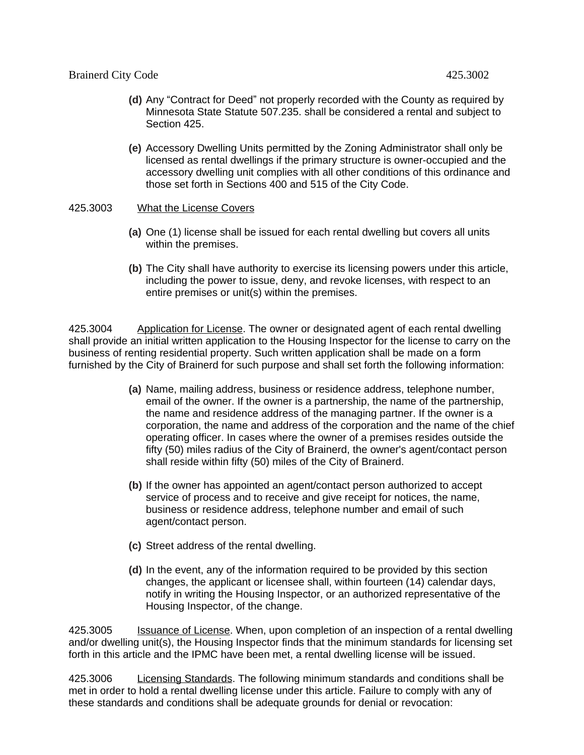**(d)** Any "Contract for Deed" not properly recorded with the County as required by Minnesota State Statute 507.235. shall be considered a rental and subject to Section 425.

**(e)** Accessory Dwelling Units permitted by the Zoning Administrator shall only be licensed as rental dwellings if the primary structure is owner-occupied and the accessory dwelling unit complies with all other conditions of this ordinance and those set forth in Sections 400 and 515 of the City Code.

425.3003 What the License Covers

**(a)** One (1) license shall be issued for each rental dwelling but covers all units within the premises.

**(b)** The City shall have authority to exercise its licensing powers under this article, including the power to issue, deny, and revoke licenses, with respect to an entire premises or unit(s) within the premises.

425.3004 Application for License. The owner or designated agent of each rental dwelling shall provide an initial written application to the Housing Inspector for the license to carry on the business of renting residential property. Such written application shall be made on a form furnished by the City of Brainerd for such purpose and shall set forth the following information:

**(a)** Name, mailing address, business or residence address, telephone number, email of the owner. If the owner is a partnership, the name of the partnership, the name and residence address of the managing partner. If the owner is a corporation, the name and address of the corporation and the name of the chief operating officer. In cases where the owner of a premises resides outside the fifty (50) miles radius of the City of Brainerd, the owner's agent/contact person shall reside within fifty (50) miles of the City of Brainerd.

**(b)** If the owner has appointed an agent/contact person authorized to accept service of process and to receive and give receipt for notices, the name, business or residence address, telephone number and email of such agent/contact person.

**(c)** Street address of the rental dwelling.

**(d)** In the event, any of the information required to be provided by this section changes, the applicant or licensee shall, within fourteen (14) calendar days, notify in writing the Housing Inspector, or an authorized representative of the Housing Inspector, of the change.

425.3005 Issuance of License. When, upon completion of an inspection of a rental dwelling and/or dwelling unit(s), the Housing Inspector finds that the minimum standards for licensing set forth in this article and the IPMC have been met, a rental dwelling license will be issued.

425.3006 Licensing Standards. The following minimum standards and conditions shall be met in order to hold a rental dwelling license under this article. Failure to comply with any of these standards and conditions shall be adequate grounds for denial or revocation: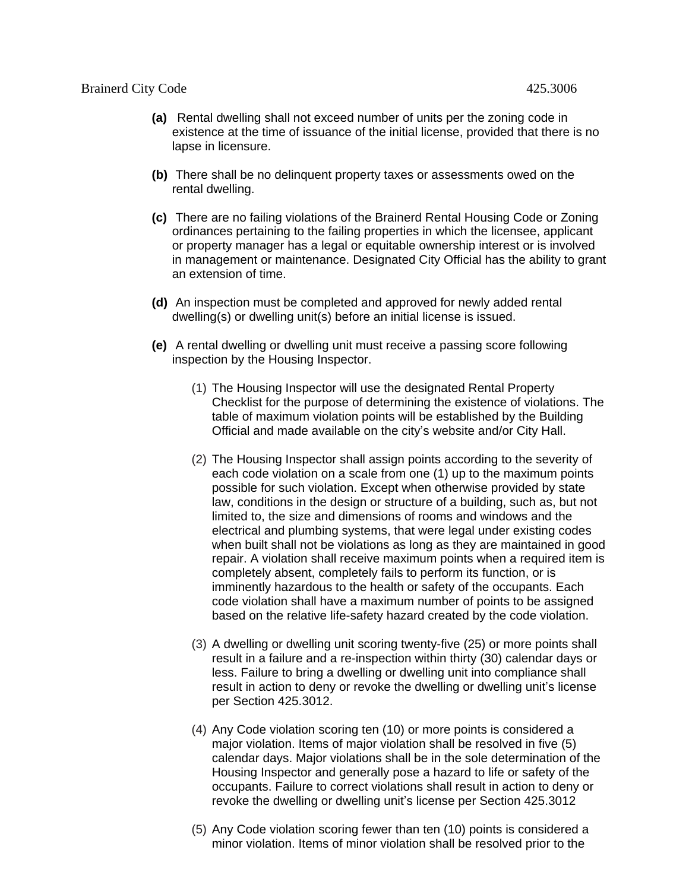**(a)** Rental dwelling shall not exceed number of units per the zoning code in existence at the time of issuance of the initial license, provided that there is no lapse in licensure.

**(b)** There shall be no delinquent property taxes or assessments owed on the rental dwelling.

**(c)** There are no failing violations of the Brainerd Rental Housing Code or Zoning ordinances pertaining to the failing properties in which the licensee, applicant or property manager has a legal or equitable ownership interest or is involved in management or maintenance. Designated City Official has the ability to grant an extension of time.

**(d)** An inspection must be completed and approved for newly added rental dwelling(s) or dwelling unit(s) before an initial license is issued.

**(e)** A rental dwelling or dwelling unit must receive a passing score following inspection by the Housing Inspector.

(1) The Housing Inspector will use the designated Rental Property Checklist for the purpose of determining the existence of violations. The table of maximum violation points will be established by the Building Official and made available on the city's website and/or City Hall.

(2) The Housing Inspector shall assign points according to the severity of each code violation on a scale from one (1) up to the maximum points possible for such violation. Except when otherwise provided by state law, conditions in the design or structure of a building, such as, but not limited to, the size and dimensions of rooms and windows and the electrical and plumbing systems, that were legal under existing codes when built shall not be violations as long as they are maintained in good repair. A violation shall receive maximum points when a required item is completely absent, completely fails to perform its function, or is imminently hazardous to the health or safety of the occupants. Each code violation shall have a maximum number of points to be assigned based on the relative life-safety hazard created by the code violation.

(3) A dwelling or dwelling unit scoring twenty-five (25) or more points shall result in a failure and a re-inspection within thirty (30) calendar days or less. Failure to bring a dwelling or dwelling unit into compliance shall result in action to deny or revoke the dwelling or dwelling unit's license per Section 425.3012.

(4) Any Code violation scoring ten (10) or more points is considered a major violation. Items of major violation shall be resolved in five (5) calendar days. Major violations shall be in the sole determination of the Housing Inspector and generally pose a hazard to life or safety of the occupants. Failure to correct violations shall result in action to deny or revoke the dwelling or dwelling unit's license per Section 425.3012

(5) Any Code violation scoring fewer than ten (10) points is considered a minor violation. Items of minor violation shall be resolved prior to the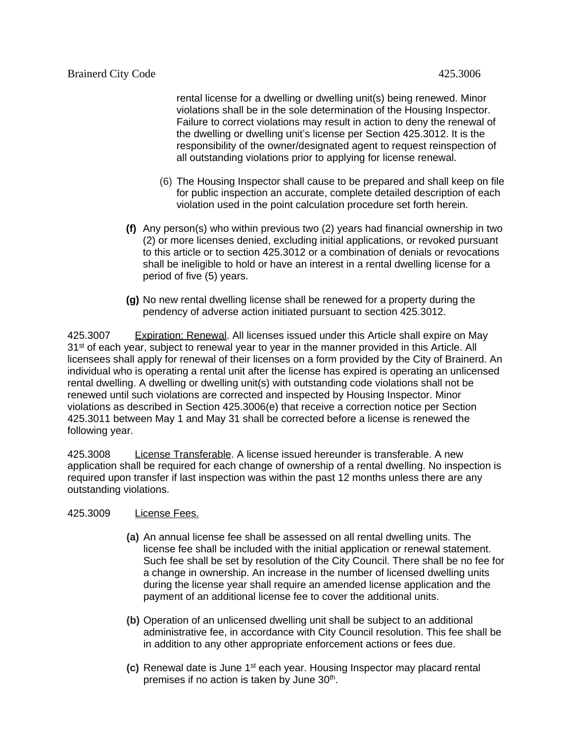rental license for a dwelling or dwelling unit(s) being renewed. Minor violations shall be in the sole determination of the Housing Inspector. Failure to correct violations may result in action to deny the renewal of the dwelling or dwelling unit's license per Section 425.3012. It is the responsibility of the owner/designated agent to request reinspection of all outstanding violations prior to applying for license renewal.

(6) The Housing Inspector shall cause to be prepared and shall keep on file for public inspection an accurate, complete detailed description of each violation used in the point calculation procedure set forth herein.

**(f)** Any person(s) who within previous two (2) years had financial ownership in two (2) or more licenses denied, excluding initial applications, or revoked pursuant to this article or to section 425.3012 or a combination of denials or revocations shall be ineligible to hold or have an interest in a rental dwelling license for a period of five (5) years.

**(g)** No new rental dwelling license shall be renewed for a property during the pendency of adverse action initiated pursuant to section 425.3012.

425.3007 Expiration; Renewal. All licenses issued under this Article shall expire on May 31st of each year, subject to renewal year to year in the manner provided in this Article. All licensees shall apply for renewal of their licenses on a form provided by the City of Brainerd. An individual who is operating a rental unit after the license has expired is operating an unlicensed rental dwelling. A dwelling or dwelling unit(s) with outstanding code violations shall not be renewed until such violations are corrected and inspected by Housing Inspector. Minor violations as described in Section 425.3006(e) that receive a correction notice per Section 425.3011 between May 1 and May 31 shall be corrected before a license is renewed the following year.

425.3008 License Transferable. A license issued hereunder is transferable. A new application shall be required for each change of ownership of a rental dwelling. No inspection is required upon transfer if last inspection was within the past 12 months unless there are any outstanding violations.

425.3009 License Fees.

**(a)** An annual license fee shall be assessed on all rental dwelling units. The license fee shall be included with the initial application or renewal statement. Such fee shall be set by resolution of the City Council. There shall be no fee for a change in ownership. An increase in the number of licensed dwelling units during the license year shall require an amended license application and the payment of an additional license fee to cover the additional units.

**(b)** Operation of an unlicensed dwelling unit shall be subject to an additional administrative fee, in accordance with City Council resolution. This fee shall be in addition to any other appropriate enforcement actions or fees due.

**(c)** Renewal date is June 1st each year. Housing Inspector may placard rental premises if no action is taken by June 30th.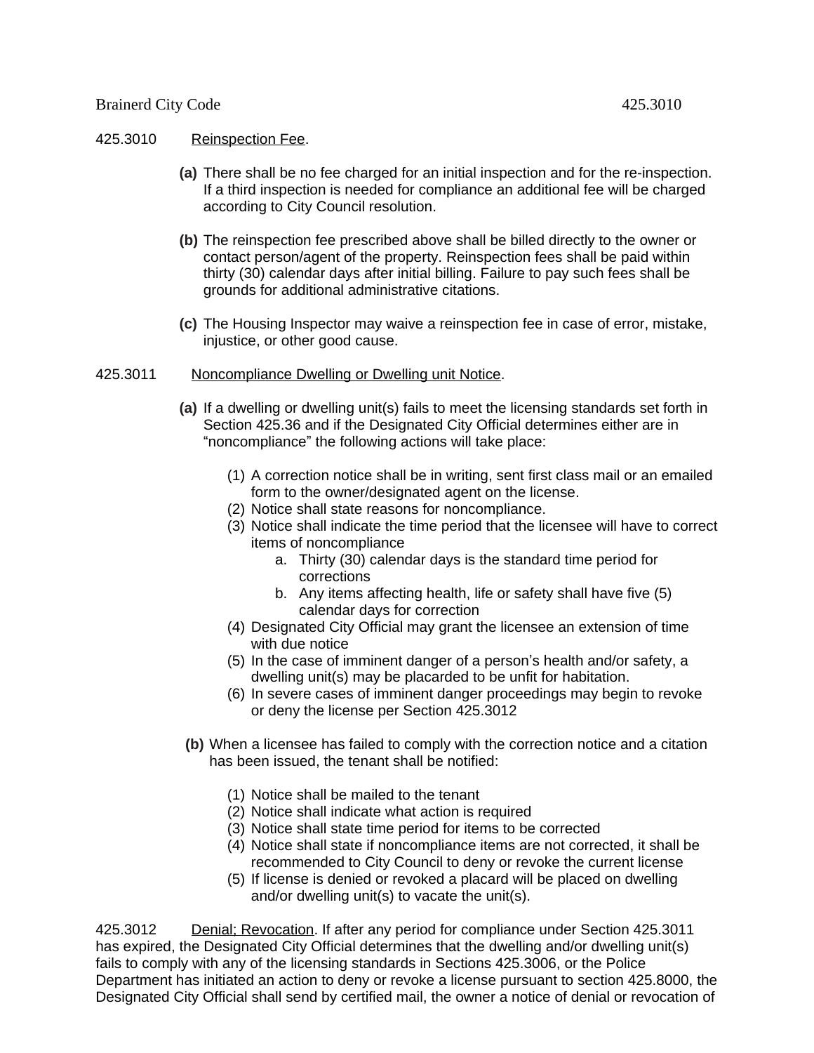425.3010 Reinspection Fee.

**(a)** There shall be no fee charged for an initial inspection and for the re-inspection. If a third inspection is needed for compliance an additional fee will be charged according to City Council resolution.

**(b)** The reinspection fee prescribed above shall be billed directly to the owner or contact person/agent of the property. Reinspection fees shall be paid within thirty (30) calendar days after initial billing. Failure to pay such fees shall be grounds for additional administrative citations.

**(c)** The Housing Inspector may waive a reinspection fee in case of error, mistake, injustice, or other good cause.

425.3011 Noncompliance Dwelling or Dwelling unit Notice.

**(a)** If a dwelling or dwelling unit(s) fails to meet the licensing standards set forth in Section 425.36 and if the Designated City Official determines either are in "noncompliance" the following actions will take place:

(1) A correction notice shall be in writing, sent first class mail or an emailed form to the owner/designated agent on the license.
(2) Notice shall state reasons for noncompliance.
(3) Notice shall indicate the time period that the licensee will have to correct items of noncompliance
 a. Thirty (30) calendar days is the standard time period for corrections
 b. Any items affecting health, life or safety shall have five (5) calendar days for correction
(4) Designated City Official may grant the licensee an extension of time with due notice
(5) In the case of imminent danger of a person's health and/or safety, a dwelling unit(s) may be placarded to be unfit for habitation.
(6) In severe cases of imminent danger proceedings may begin to revoke or deny the license per Section 425.3012

**(b)** When a licensee has failed to comply with the correction notice and a citation has been issued, the tenant shall be notified:

(1) Notice shall be mailed to the tenant
(2) Notice shall indicate what action is required
(3) Notice shall state time period for items to be corrected
(4) Notice shall state if noncompliance items are not corrected, it shall be recommended to City Council to deny or revoke the current license
(5) If license is denied or revoked a placard will be placed on dwelling and/or dwelling unit(s) to vacate the unit(s).

425.3012 Denial; Revocation. If after any period for compliance under Section 425.3011 has expired, the Designated City Official determines that the dwelling and/or dwelling unit(s) fails to comply with any of the licensing standards in Sections 425.3006, or the Police Department has initiated an action to deny or revoke a license pursuant to section 425.8000, the Designated City Official shall send by certified mail, the owner a notice of denial or revocation of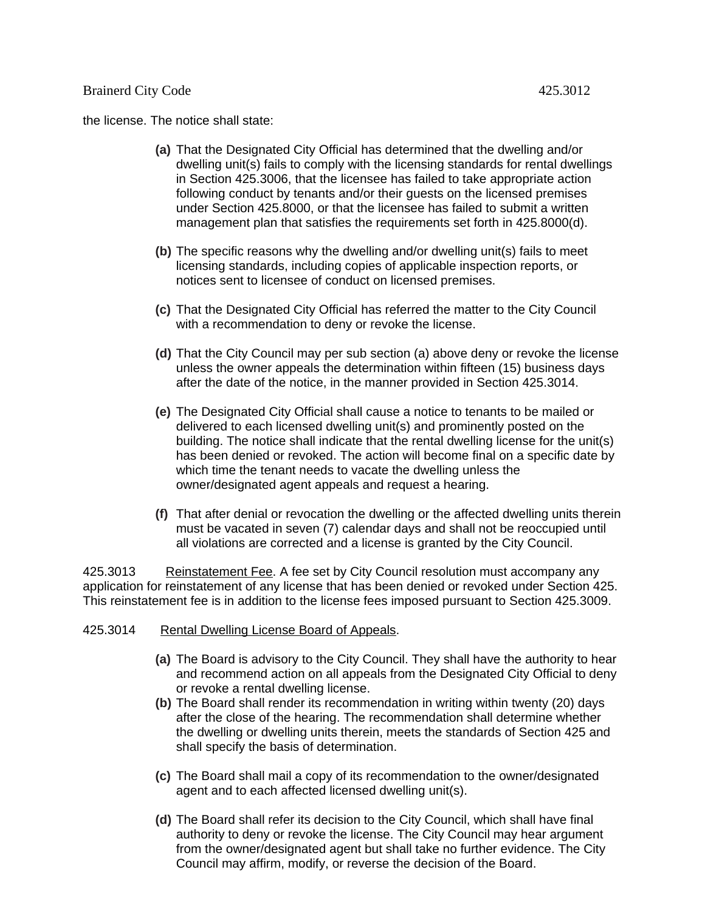the license. The notice shall state:

- **(a)** That the Designated City Official has determined that the dwelling and/or dwelling unit(s) fails to comply with the licensing standards for rental dwellings in Section 425.3006, that the licensee has failed to take appropriate action following conduct by tenants and/or their guests on the licensed premises under Section 425.8000, or that the licensee has failed to submit a written management plan that satisfies the requirements set forth in 425.8000(d).

- **(b)** The specific reasons why the dwelling and/or dwelling unit(s) fails to meet licensing standards, including copies of applicable inspection reports, or notices sent to licensee of conduct on licensed premises.

- **(c)** That the Designated City Official has referred the matter to the City Council with a recommendation to deny or revoke the license.

- **(d)** That the City Council may per sub section (a) above deny or revoke the license unless the owner appeals the determination within fifteen (15) business days after the date of the notice, in the manner provided in Section 425.3014.

- **(e)** The Designated City Official shall cause a notice to tenants to be mailed or delivered to each licensed dwelling unit(s) and prominently posted on the building. The notice shall indicate that the rental dwelling license for the unit(s) has been denied or revoked. The action will become final on a specific date by which time the tenant needs to vacate the dwelling unless the owner/designated agent appeals and request a hearing.

- **(f)** That after denial or revocation the dwelling or the affected dwelling units therein must be vacated in seven (7) calendar days and shall not be reoccupied until all violations are corrected and a license is granted by the City Council.

425.3013 Reinstatement Fee. A fee set by City Council resolution must accompany any application for reinstatement of any license that has been denied or revoked under Section 425. This reinstatement fee is in addition to the license fees imposed pursuant to Section 425.3009.

425.3014 Rental Dwelling License Board of Appeals.

- **(a)** The Board is advisory to the City Council. They shall have the authority to hear and recommend action on all appeals from the Designated City Official to deny or revoke a rental dwelling license.
- **(b)** The Board shall render its recommendation in writing within twenty (20) days after the close of the hearing. The recommendation shall determine whether the dwelling or dwelling units therein, meets the standards of Section 425 and shall specify the basis of determination.

- **(c)** The Board shall mail a copy of its recommendation to the owner/designated agent and to each affected licensed dwelling unit(s).

- **(d)** The Board shall refer its decision to the City Council, which shall have final authority to deny or revoke the license. The City Council may hear argument from the owner/designated agent but shall take no further evidence. The City Council may affirm, modify, or reverse the decision of the Board.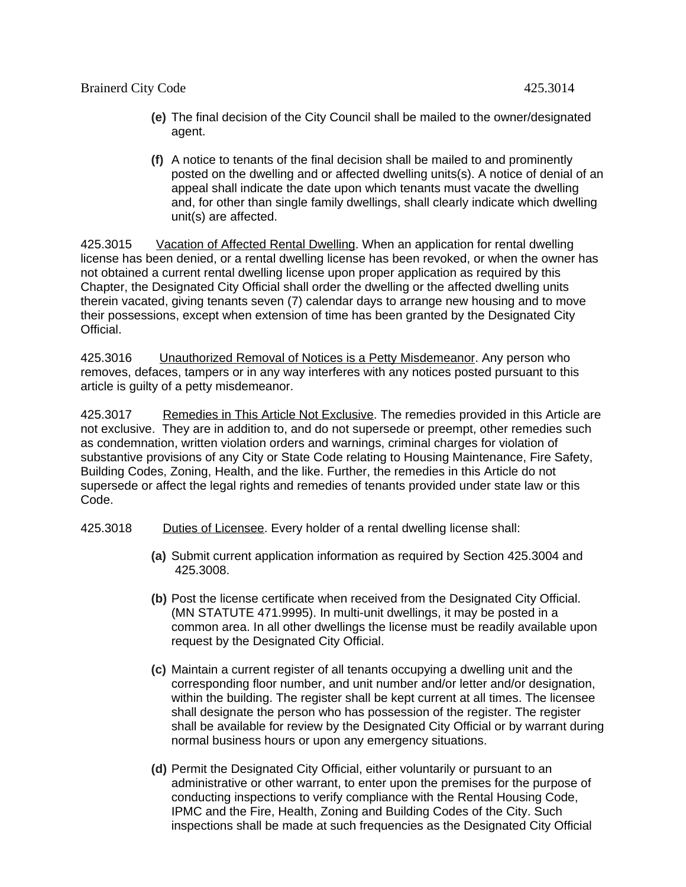**(e)** The final decision of the City Council shall be mailed to the owner/designated agent.

**(f)** A notice to tenants of the final decision shall be mailed to and prominently posted on the dwelling and or affected dwelling units(s). A notice of denial of an appeal shall indicate the date upon which tenants must vacate the dwelling and, for other than single family dwellings, shall clearly indicate which dwelling unit(s) are affected.

425.3015 Vacation of Affected Rental Dwelling. When an application for rental dwelling license has been denied, or a rental dwelling license has been revoked, or when the owner has not obtained a current rental dwelling license upon proper application as required by this Chapter, the Designated City Official shall order the dwelling or the affected dwelling units therein vacated, giving tenants seven (7) calendar days to arrange new housing and to move their possessions, except when extension of time has been granted by the Designated City Official.

425.3016 Unauthorized Removal of Notices is a Petty Misdemeanor. Any person who removes, defaces, tampers or in any way interferes with any notices posted pursuant to this article is guilty of a petty misdemeanor.

425.3017 Remedies in This Article Not Exclusive. The remedies provided in this Article are not exclusive. They are in addition to, and do not supersede or preempt, other remedies such as condemnation, written violation orders and warnings, criminal charges for violation of substantive provisions of any City or State Code relating to Housing Maintenance, Fire Safety, Building Codes, Zoning, Health, and the like. Further, the remedies in this Article do not supersede or affect the legal rights and remedies of tenants provided under state law or this Code.

425.3018 Duties of Licensee. Every holder of a rental dwelling license shall:

**(a)** Submit current application information as required by Section 425.3004 and 425.3008.

**(b)** Post the license certificate when received from the Designated City Official. (MN STATUTE 471.9995). In multi-unit dwellings, it may be posted in a common area. In all other dwellings the license must be readily available upon request by the Designated City Official.

**(c)** Maintain a current register of all tenants occupying a dwelling unit and the corresponding floor number, and unit number and/or letter and/or designation, within the building. The register shall be kept current at all times. The licensee shall designate the person who has possession of the register. The register shall be available for review by the Designated City Official or by warrant during normal business hours or upon any emergency situations.

**(d)** Permit the Designated City Official, either voluntarily or pursuant to an administrative or other warrant, to enter upon the premises for the purpose of conducting inspections to verify compliance with the Rental Housing Code, IPMC and the Fire, Health, Zoning and Building Codes of the City. Such inspections shall be made at such frequencies as the Designated City Official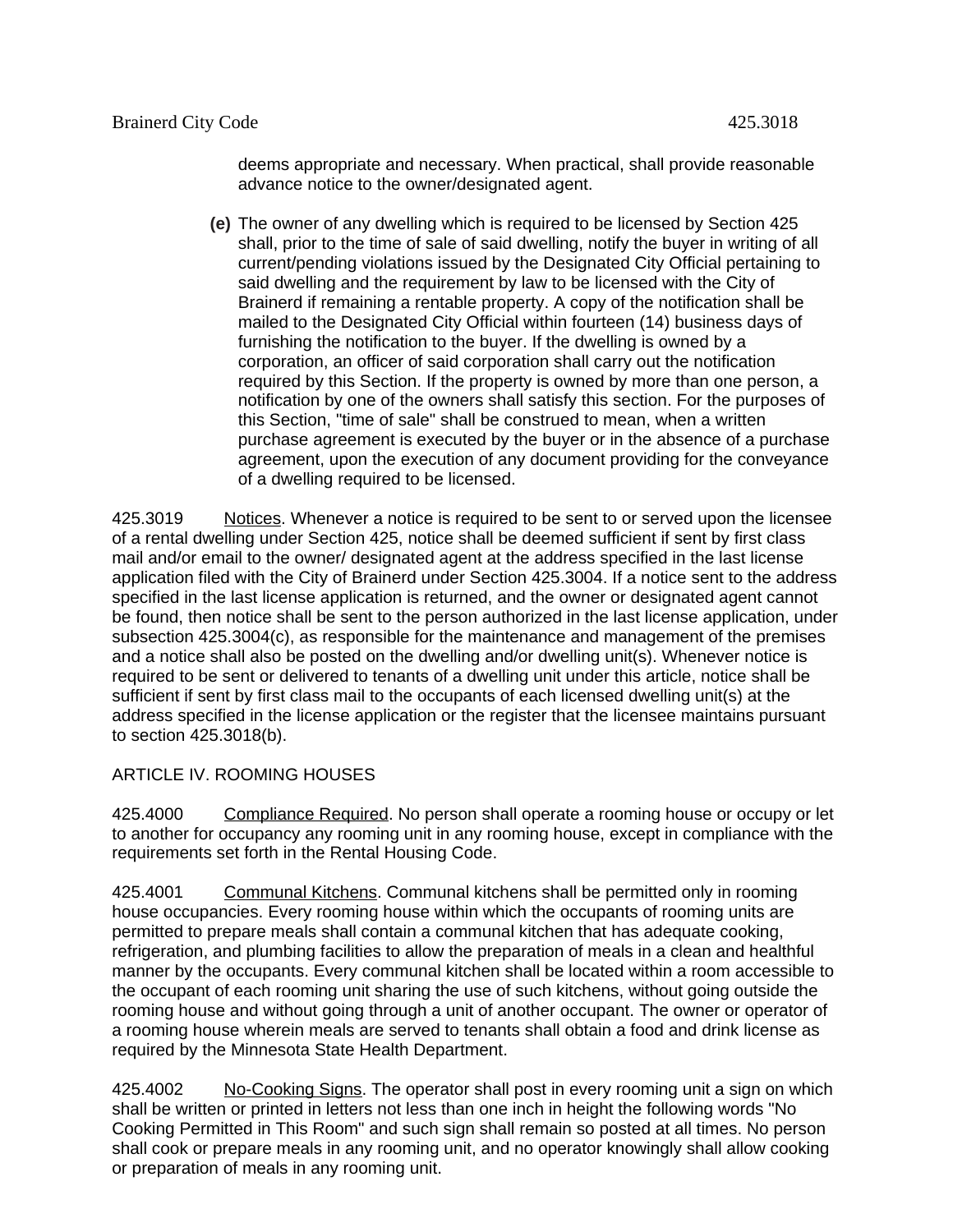deems appropriate and necessary. When practical, shall provide reasonable advance notice to the owner/designated agent.

**(e)** The owner of any dwelling which is required to be licensed by Section 425 shall, prior to the time of sale of said dwelling, notify the buyer in writing of all current/pending violations issued by the Designated City Official pertaining to said dwelling and the requirement by law to be licensed with the City of Brainerd if remaining a rentable property. A copy of the notification shall be mailed to the Designated City Official within fourteen (14) business days of furnishing the notification to the buyer. If the dwelling is owned by a corporation, an officer of said corporation shall carry out the notification required by this Section. If the property is owned by more than one person, a notification by one of the owners shall satisfy this section. For the purposes of this Section, "time of sale" shall be construed to mean, when a written purchase agreement is executed by the buyer or in the absence of a purchase agreement, upon the execution of any document providing for the conveyance of a dwelling required to be licensed.

425.3019 Notices. Whenever a notice is required to be sent to or served upon the licensee of a rental dwelling under Section 425, notice shall be deemed sufficient if sent by first class mail and/or email to the owner/ designated agent at the address specified in the last license application filed with the City of Brainerd under Section 425.3004. If a notice sent to the address specified in the last license application is returned, and the owner or designated agent cannot be found, then notice shall be sent to the person authorized in the last license application, under subsection 425.3004(c), as responsible for the maintenance and management of the premises and a notice shall also be posted on the dwelling and/or dwelling unit(s). Whenever notice is required to be sent or delivered to tenants of a dwelling unit under this article, notice shall be sufficient if sent by first class mail to the occupants of each licensed dwelling unit(s) at the address specified in the license application or the register that the licensee maintains pursuant to section 425.3018(b).

## ARTICLE IV. ROOMING HOUSES

425.4000 Compliance Required. No person shall operate a rooming house or occupy or let to another for occupancy any rooming unit in any rooming house, except in compliance with the requirements set forth in the Rental Housing Code.

425.4001 Communal Kitchens. Communal kitchens shall be permitted only in rooming house occupancies. Every rooming house within which the occupants of rooming units are permitted to prepare meals shall contain a communal kitchen that has adequate cooking, refrigeration, and plumbing facilities to allow the preparation of meals in a clean and healthful manner by the occupants. Every communal kitchen shall be located within a room accessible to the occupant of each rooming unit sharing the use of such kitchens, without going outside the rooming house and without going through a unit of another occupant. The owner or operator of a rooming house wherein meals are served to tenants shall obtain a food and drink license as required by the Minnesota State Health Department.

425.4002 No-Cooking Signs. The operator shall post in every rooming unit a sign on which shall be written or printed in letters not less than one inch in height the following words "No Cooking Permitted in This Room" and such sign shall remain so posted at all times. No person shall cook or prepare meals in any rooming unit, and no operator knowingly shall allow cooking or preparation of meals in any rooming unit.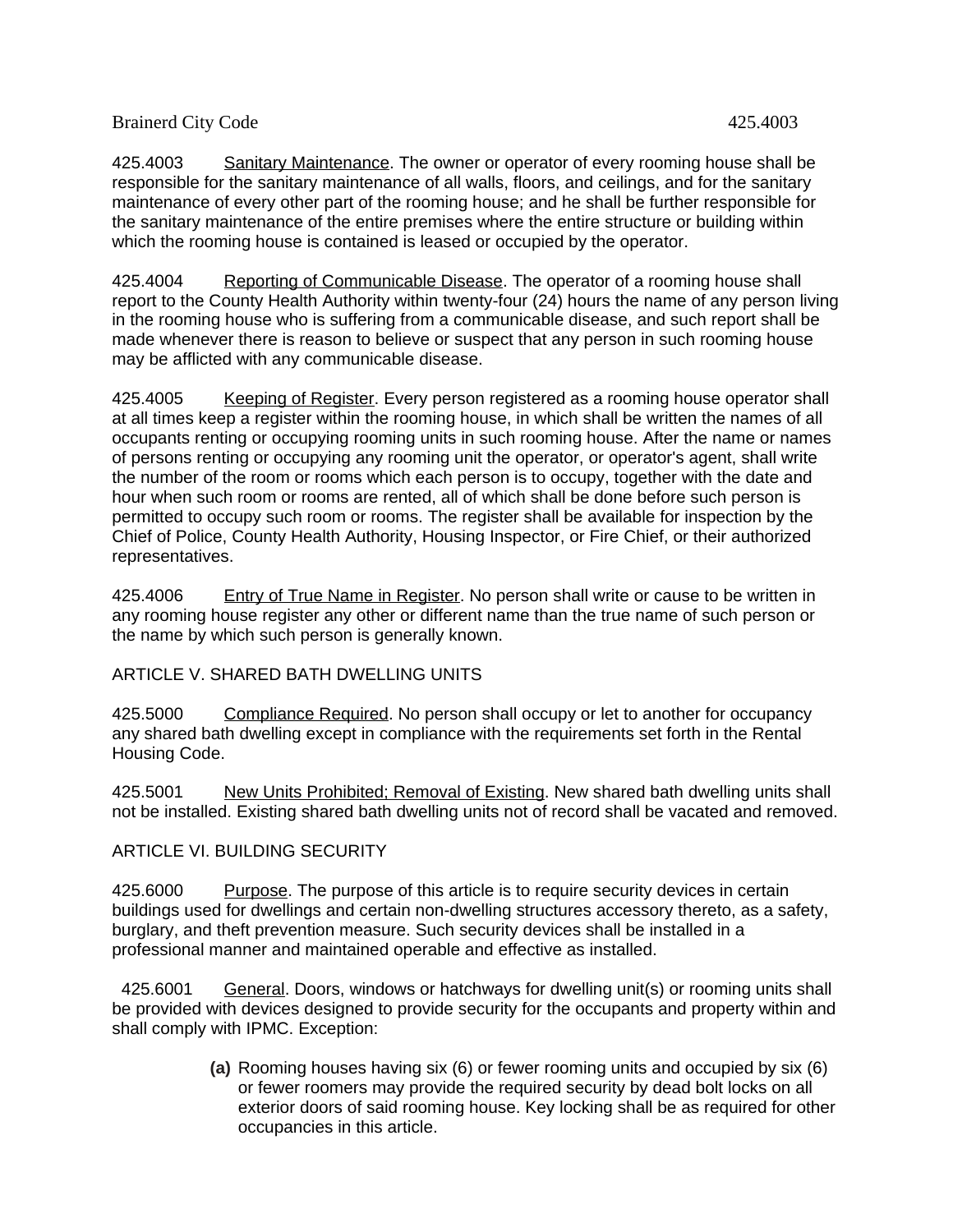425.4003 Sanitary Maintenance. The owner or operator of every rooming house shall be responsible for the sanitary maintenance of all walls, floors, and ceilings, and for the sanitary maintenance of every other part of the rooming house; and he shall be further responsible for the sanitary maintenance of the entire premises where the entire structure or building within which the rooming house is contained is leased or occupied by the operator.

425.4004 Reporting of Communicable Disease. The operator of a rooming house shall report to the County Health Authority within twenty-four (24) hours the name of any person living in the rooming house who is suffering from a communicable disease, and such report shall be made whenever there is reason to believe or suspect that any person in such rooming house may be afflicted with any communicable disease.

425.4005 Keeping of Register. Every person registered as a rooming house operator shall at all times keep a register within the rooming house, in which shall be written the names of all occupants renting or occupying rooming units in such rooming house. After the name or names of persons renting or occupying any rooming unit the operator, or operator's agent, shall write the number of the room or rooms which each person is to occupy, together with the date and hour when such room or rooms are rented, all of which shall be done before such person is permitted to occupy such room or rooms. The register shall be available for inspection by the Chief of Police, County Health Authority, Housing Inspector, or Fire Chief, or their authorized representatives.

425.4006 Entry of True Name in Register. No person shall write or cause to be written in any rooming house register any other or different name than the true name of such person or the name by which such person is generally known.

## ARTICLE V. SHARED BATH DWELLING UNITS

425.5000 Compliance Required. No person shall occupy or let to another for occupancy any shared bath dwelling except in compliance with the requirements set forth in the Rental Housing Code.

425.5001 New Units Prohibited; Removal of Existing. New shared bath dwelling units shall not be installed. Existing shared bath dwelling units not of record shall be vacated and removed.

## ARTICLE VI. BUILDING SECURITY

425.6000 Purpose. The purpose of this article is to require security devices in certain buildings used for dwellings and certain non-dwelling structures accessory thereto, as a safety, burglary, and theft prevention measure. Such security devices shall be installed in a professional manner and maintained operable and effective as installed.

425.6001 General. Doors, windows or hatchways for dwelling unit(s) or rooming units shall be provided with devices designed to provide security for the occupants and property within and shall comply with IPMC. Exception:

**(a)** Rooming houses having six (6) or fewer rooming units and occupied by six (6) or fewer roomers may provide the required security by dead bolt locks on all exterior doors of said rooming house. Key locking shall be as required for other occupancies in this article.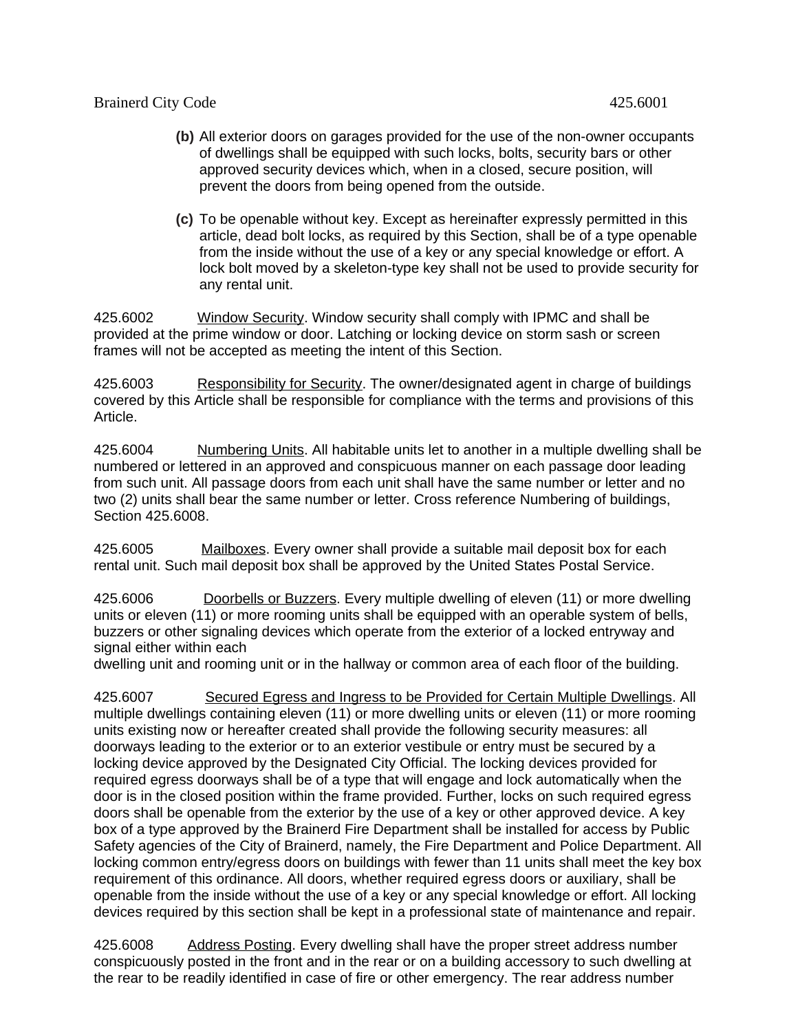**(b)** All exterior doors on garages provided for the use of the non-owner occupants of dwellings shall be equipped with such locks, bolts, security bars or other approved security devices which, when in a closed, secure position, will prevent the doors from being opened from the outside.

**(c)** To be openable without key. Except as hereinafter expressly permitted in this article, dead bolt locks, as required by this Section, shall be of a type openable from the inside without the use of a key or any special knowledge or effort. A lock bolt moved by a skeleton-type key shall not be used to provide security for any rental unit.

425.6002 Window Security. Window security shall comply with IPMC and shall be provided at the prime window or door. Latching or locking device on storm sash or screen frames will not be accepted as meeting the intent of this Section.

425.6003 Responsibility for Security. The owner/designated agent in charge of buildings covered by this Article shall be responsible for compliance with the terms and provisions of this Article.

425.6004 Numbering Units. All habitable units let to another in a multiple dwelling shall be numbered or lettered in an approved and conspicuous manner on each passage door leading from such unit. All passage doors from each unit shall have the same number or letter and no two (2) units shall bear the same number or letter. Cross reference Numbering of buildings, Section 425.6008.

425.6005 Mailboxes. Every owner shall provide a suitable mail deposit box for each rental unit. Such mail deposit box shall be approved by the United States Postal Service.

425.6006 Doorbells or Buzzers. Every multiple dwelling of eleven (11) or more dwelling units or eleven (11) or more rooming units shall be equipped with an operable system of bells, buzzers or other signaling devices which operate from the exterior of a locked entryway and signal either within each dwelling unit and rooming unit or in the hallway or common area of each floor of the building.

425.6007 Secured Egress and Ingress to be Provided for Certain Multiple Dwellings. All multiple dwellings containing eleven (11) or more dwelling units or eleven (11) or more rooming units existing now or hereafter created shall provide the following security measures: all doorways leading to the exterior or to an exterior vestibule or entry must be secured by a locking device approved by the Designated City Official. The locking devices provided for required egress doorways shall be of a type that will engage and lock automatically when the door is in the closed position within the frame provided. Further, locks on such required egress doors shall be openable from the exterior by the use of a key or other approved device. A key box of a type approved by the Brainerd Fire Department shall be installed for access by Public Safety agencies of the City of Brainerd, namely, the Fire Department and Police Department. All locking common entry/egress doors on buildings with fewer than 11 units shall meet the key box requirement of this ordinance. All doors, whether required egress doors or auxiliary, shall be openable from the inside without the use of a key or any special knowledge or effort. All locking devices required by this section shall be kept in a professional state of maintenance and repair.

425.6008 Address Posting. Every dwelling shall have the proper street address number conspicuously posted in the front and in the rear or on a building accessory to such dwelling at the rear to be readily identified in case of fire or other emergency. The rear address number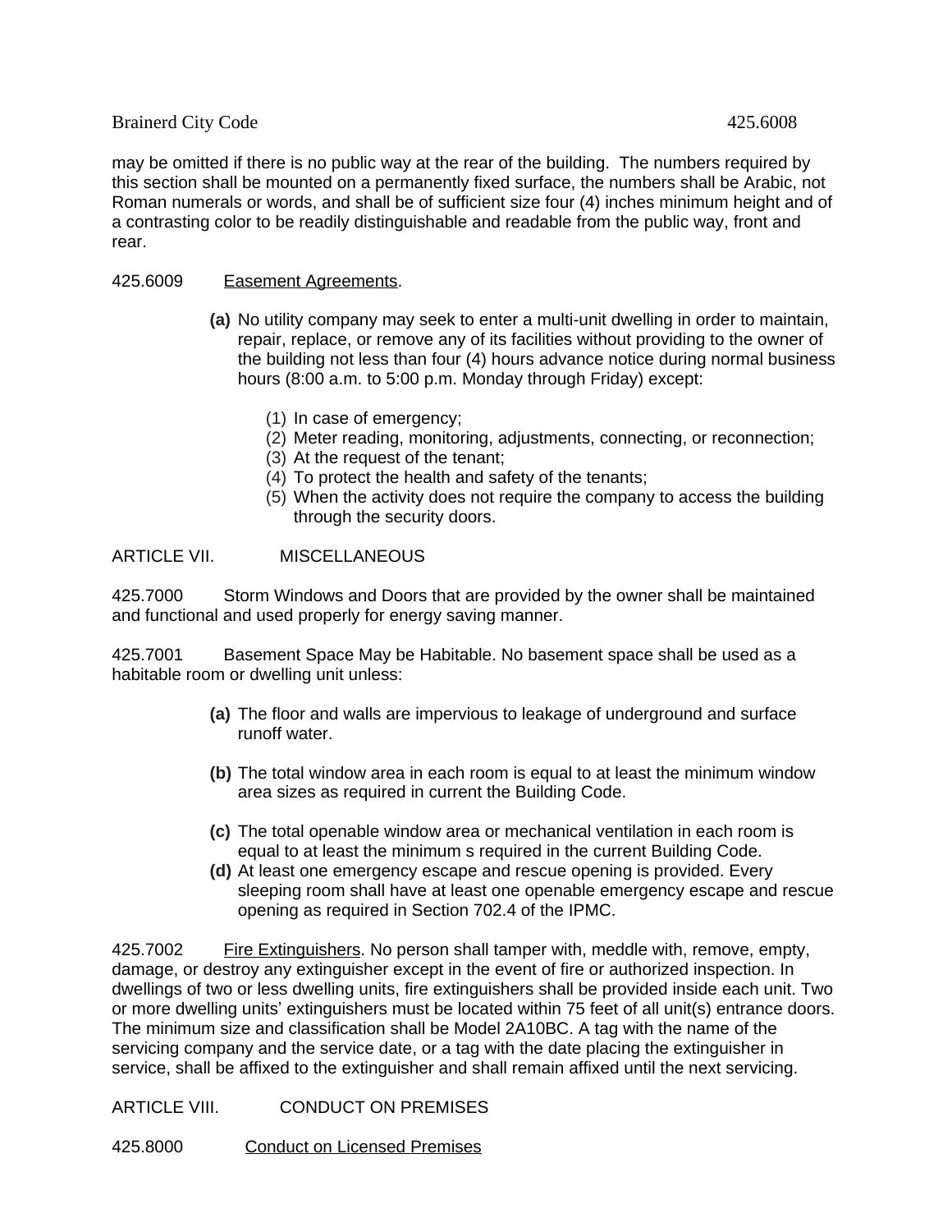may be omitted if there is no public way at the rear of the building.  The numbers required by this section shall be mounted on a permanently fixed surface, the numbers shall be Arabic, not Roman numerals or words, and shall be of sufficient size four (4) inches minimum height and of a contrasting color to be readily distinguishable and readable from the public way, front and rear.

425.6009 Easement Agreements.

**(a)** No utility company may seek to enter a multi-unit dwelling in order to maintain, repair, replace, or remove any of its facilities without providing to the owner of the building not less than four (4) hours advance notice during normal business hours (8:00 a.m. to 5:00 p.m. Monday through Friday) except:

(1) In case of emergency;
(2) Meter reading, monitoring, adjustments, connecting, or reconnection;
(3) At the request of the tenant;
(4) To protect the health and safety of the tenants;
(5) When the activity does not require the company to access the building through the security doors.

ARTICLE VII. MISCELLANEOUS

425.7000 Storm Windows and Doors that are provided by the owner shall be maintained and functional and used properly for energy saving manner.

425.7001 Basement Space May be Habitable. No basement space shall be used as a habitable room or dwelling unit unless:

**(a)** The floor and walls are impervious to leakage of underground and surface runoff water.

**(b)** The total window area in each room is equal to at least the minimum window area sizes as required in current the Building Code.

**(c)** The total openable window area or mechanical ventilation in each room is equal to at least the minimum s required in the current Building Code.

**(d)** At least one emergency escape and rescue opening is provided. Every sleeping room shall have at least one openable emergency escape and rescue opening as required in Section 702.4 of the IPMC.

425.7002 Fire Extinguishers. No person shall tamper with, meddle with, remove, empty, damage, or destroy any extinguisher except in the event of fire or authorized inspection. In dwellings of two or less dwelling units, fire extinguishers shall be provided inside each unit. Two or more dwelling units' extinguishers must be located within 75 feet of all unit(s) entrance doors. The minimum size and classification shall be Model 2A10BC. A tag with the name of the servicing company and the service date, or a tag with the date placing the extinguisher in service, shall be affixed to the extinguisher and shall remain affixed until the next servicing.

ARTICLE VIII. CONDUCT ON PREMISES

425.8000 Conduct on Licensed Premises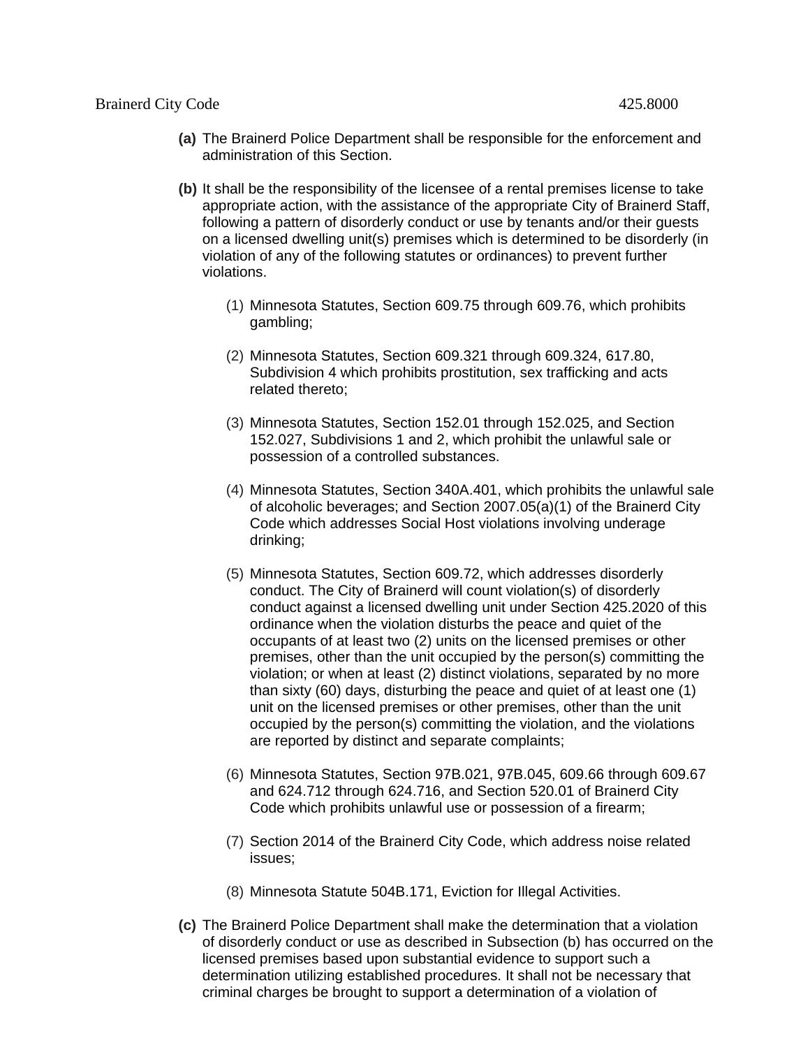**(a)** The Brainerd Police Department shall be responsible for the enforcement and administration of this Section.

**(b)** It shall be the responsibility of the licensee of a rental premises license to take appropriate action, with the assistance of the appropriate City of Brainerd Staff, following a pattern of disorderly conduct or use by tenants and/or their guests on a licensed dwelling unit(s) premises which is determined to be disorderly (in violation of any of the following statutes or ordinances) to prevent further violations.

(1) Minnesota Statutes, Section 609.75 through 609.76, which prohibits gambling;

(2) Minnesota Statutes, Section 609.321 through 609.324, 617.80, Subdivision 4 which prohibits prostitution, sex trafficking and acts related thereto;

(3) Minnesota Statutes, Section 152.01 through 152.025, and Section 152.027, Subdivisions 1 and 2, which prohibit the unlawful sale or possession of a controlled substances.

(4) Minnesota Statutes, Section 340A.401, which prohibits the unlawful sale of alcoholic beverages; and Section 2007.05(a)(1) of the Brainerd City Code which addresses Social Host violations involving underage drinking;

(5) Minnesota Statutes, Section 609.72, which addresses disorderly conduct. The City of Brainerd will count violation(s) of disorderly conduct against a licensed dwelling unit under Section 425.2020 of this ordinance when the violation disturbs the peace and quiet of the occupants of at least two (2) units on the licensed premises or other premises, other than the unit occupied by the person(s) committing the violation; or when at least (2) distinct violations, separated by no more than sixty (60) days, disturbing the peace and quiet of at least one (1) unit on the licensed premises or other premises, other than the unit occupied by the person(s) committing the violation, and the violations are reported by distinct and separate complaints;

(6) Minnesota Statutes, Section 97B.021, 97B.045, 609.66 through 609.67 and 624.712 through 624.716, and Section 520.01 of Brainerd City Code which prohibits unlawful use or possession of a firearm;

(7) Section 2014 of the Brainerd City Code, which address noise related issues;

(8) Minnesota Statute 504B.171, Eviction for Illegal Activities.

**(c)** The Brainerd Police Department shall make the determination that a violation of disorderly conduct or use as described in Subsection (b) has occurred on the licensed premises based upon substantial evidence to support such a determination utilizing established procedures. It shall not be necessary that criminal charges be brought to support a determination of a violation of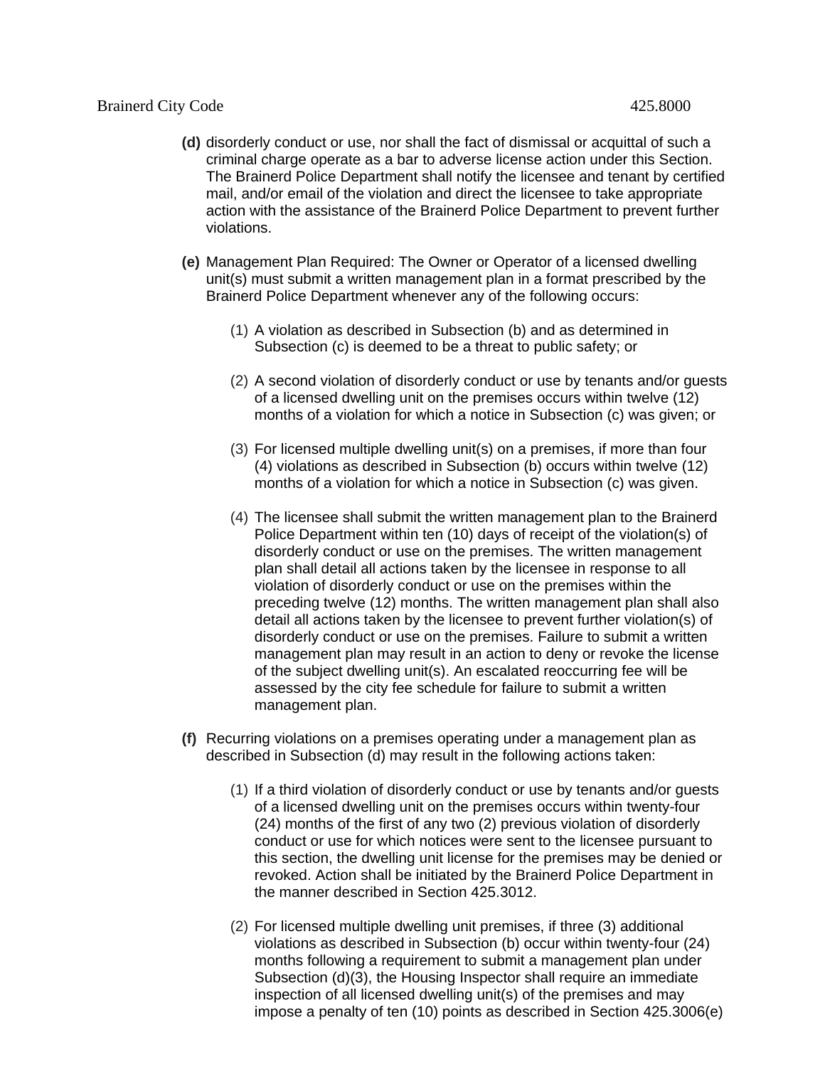**(d)** disorderly conduct or use, nor shall the fact of dismissal or acquittal of such a criminal charge operate as a bar to adverse license action under this Section. The Brainerd Police Department shall notify the licensee and tenant by certified mail, and/or email of the violation and direct the licensee to take appropriate action with the assistance of the Brainerd Police Department to prevent further violations.

**(e)** Management Plan Required: The Owner or Operator of a licensed dwelling unit(s) must submit a written management plan in a format prescribed by the Brainerd Police Department whenever any of the following occurs:

(1) A violation as described in Subsection (b) and as determined in Subsection (c) is deemed to be a threat to public safety; or

(2) A second violation of disorderly conduct or use by tenants and/or guests of a licensed dwelling unit on the premises occurs within twelve (12) months of a violation for which a notice in Subsection (c) was given; or

(3) For licensed multiple dwelling unit(s) on a premises, if more than four (4) violations as described in Subsection (b) occurs within twelve (12) months of a violation for which a notice in Subsection (c) was given.

(4) The licensee shall submit the written management plan to the Brainerd Police Department within ten (10) days of receipt of the violation(s) of disorderly conduct or use on the premises. The written management plan shall detail all actions taken by the licensee in response to all violation of disorderly conduct or use on the premises within the preceding twelve (12) months. The written management plan shall also detail all actions taken by the licensee to prevent further violation(s) of disorderly conduct or use on the premises. Failure to submit a written management plan may result in an action to deny or revoke the license of the subject dwelling unit(s). An escalated reoccurring fee will be assessed by the city fee schedule for failure to submit a written management plan.

**(f)** Recurring violations on a premises operating under a management plan as described in Subsection (d) may result in the following actions taken:

(1) If a third violation of disorderly conduct or use by tenants and/or guests of a licensed dwelling unit on the premises occurs within twenty-four (24) months of the first of any two (2) previous violation of disorderly conduct or use for which notices were sent to the licensee pursuant to this section, the dwelling unit license for the premises may be denied or revoked. Action shall be initiated by the Brainerd Police Department in the manner described in Section 425.3012.

(2) For licensed multiple dwelling unit premises, if three (3) additional violations as described in Subsection (b) occur within twenty-four (24) months following a requirement to submit a management plan under Subsection (d)(3), the Housing Inspector shall require an immediate inspection of all licensed dwelling unit(s) of the premises and may impose a penalty of ten (10) points as described in Section 425.3006(e)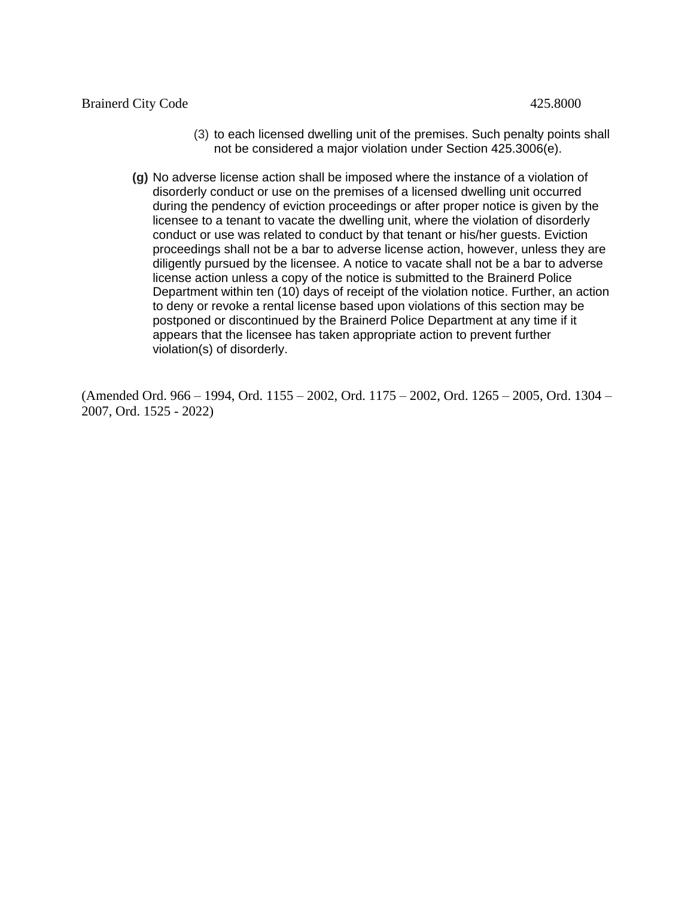(3) to each licensed dwelling unit of the premises. Such penalty points shall not be considered a major violation under Section 425.3006(e).

**(g)** No adverse license action shall be imposed where the instance of a violation of disorderly conduct or use on the premises of a licensed dwelling unit occurred during the pendency of eviction proceedings or after proper notice is given by the licensee to a tenant to vacate the dwelling unit, where the violation of disorderly conduct or use was related to conduct by that tenant or his/her guests. Eviction proceedings shall not be a bar to adverse license action, however, unless they are diligently pursued by the licensee. A notice to vacate shall not be a bar to adverse license action unless a copy of the notice is submitted to the Brainerd Police Department within ten (10) days of receipt of the violation notice. Further, an action to deny or revoke a rental license based upon violations of this section may be postponed or discontinued by the Brainerd Police Department at any time if it appears that the licensee has taken appropriate action to prevent further violation(s) of disorderly.

(Amended Ord. 966 – 1994, Ord. 1155 – 2002, Ord. 1175 – 2002, Ord. 1265 – 2005, Ord. 1304 – 2007, Ord. 1525 - 2022)